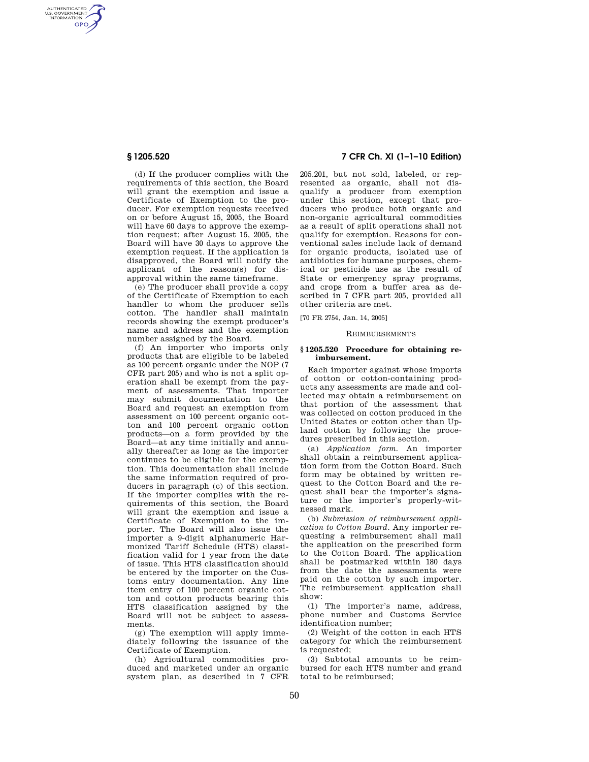(d) If the producer complies with the requirements of this section, the Board will grant the exemption and issue a Certificate of Exemption to the producer. For exemption requests received on or before August 15, 2005, the Board will have 60 days to approve the exemption request; after August 15, 2005, the Board will have 30 days to approve the exemption request. If the application is disapproved, the Board will notify the applicant of the reason(s) for disapproval within the same timeframe.

(e) The producer shall provide a copy of the Certificate of Exemption to each handler to whom the producer sells cotton. The handler shall maintain records showing the exempt producer's name and address and the exemption number assigned by the Board.

(f) An importer who imports only products that are eligible to be labeled as 100 percent organic under the NOP (7 CFR part 205) and who is not a split operation shall be exempt from the payment of assessments. That importer may submit documentation to the Board and request an exemption from assessment on 100 percent organic cotton and 100 percent organic cotton products—on a form provided by the Board—at any time initially and annually thereafter as long as the importer continues to be eligible for the exemption. This documentation shall include the same information required of producers in paragraph (c) of this section. If the importer complies with the requirements of this section, the Board will grant the exemption and issue a Certificate of Exemption to the importer. The Board will also issue the importer a 9-digit alphanumeric Harmonized Tariff Schedule (HTS) classification valid for 1 year from the date of issue. This HTS classification should be entered by the importer on the Customs entry documentation. Any line item entry of 100 percent organic cotton and cotton products bearing this HTS classification assigned by the Board will not be subject to assessments.

(g) The exemption will apply immediately following the issuance of the Certificate of Exemption.

(h) Agricultural commodities produced and marketed under an organic system plan, as described in 7 CFR 205.201, but not sold, labeled, or represented as organic, shall not disqualify a producer from exemption under this section, except that producers who produce both organic and non-organic agricultural commodities as a result of split operations shall not qualify for exemption. Reasons for conventional sales include lack of demand for organic products, isolated use of antibiotics for humane purposes, chemical or pesticide use as the result of State or emergency spray programs, and crops from a buffer area as described in 7 CFR part 205, provided all other criteria are met.

[70 FR 2754, Jan. 14, 2005]

REIMBURSEMENTS

### § 1205.520 Procedure for obtaining reimbursement.

Each importer against whose imports of cotton or cotton-containing products any assessments are made and collected may obtain a reimbursement on that portion of the assessment that was collected on cotton produced in the United States or cotton other than Upland cotton by following the procedures prescribed in this section.

(a) *Application form.* An importer shall obtain a reimbursement application form from the Cotton Board. Such form may be obtained by written request to the Cotton Board and the request shall bear the importer's signature or the importer's properly-witnessed mark.

(b) *Submission of reimbursement application to Cotton Board.* Any importer requesting a reimbursement shall mail the application on the prescribed form to the Cotton Board. The application shall be postmarked within 180 days from the date the assessments were paid on the cotton by such importer. The reimbursement application shall show:

(1) The importer's name, address, phone number and Customs Service identification number;

(2) Weight of the cotton in each HTS category for which the reimbursement is requested;

(3) Subtotal amounts to be reimbursed for each HTS number and grand total to be reimbursed;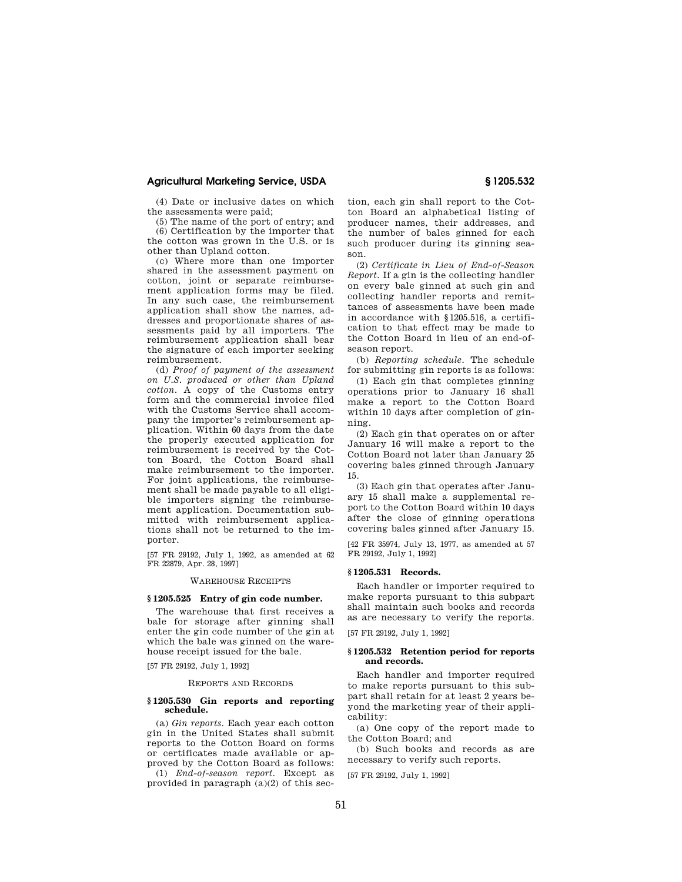(4) Date or inclusive dates on which the assessments were paid;

(5) The name of the port of entry; and

(6) Certification by the importer that the cotton was grown in the U.S. or is other than Upland cotton.

(c) Where more than one importer shared in the assessment payment on cotton, joint or separate reimbursement application forms may be filed. In any such case, the reimbursement application shall show the names, addresses and proportionate shares of assessments paid by all importers. The reimbursement application shall bear the signature of each importer seeking reimbursement.

(d) *Proof of payment of the assessment on U.S. produced or other than Upland cotton.* A copy of the Customs entry form and the commercial invoice filed with the Customs Service shall accompany the importer's reimbursement application. Within 60 days from the date the properly executed application for reimbursement is received by the Cotton Board, the Cotton Board shall make reimbursement to the importer. For joint applications, the reimbursement shall be made payable to all eligible importers signing the reimbursement application. Documentation submitted with reimbursement applications shall not be returned to the importer.

[57 FR 29192, July 1, 1992, as amended at 62 FR 22879, Apr. 28, 1997]

WAREHOUSE RECEIPTS

### § 1205.525 Entry of gin code number.

The warehouse that first receives a bale for storage after ginning shall enter the gin code number of the gin at which the bale was ginned on the warehouse receipt issued for the bale.

[57 FR 29192, July 1, 1992]

REPORTS AND RECORDS

### § 1205.530 Gin reports and reporting schedule.

(a) *Gin reports.* Each year each cotton gin in the United States shall submit reports to the Cotton Board on forms or certificates made available or approved by the Cotton Board as follows:

(1) *End-of-season report.* Except as provided in paragraph (a)(2) of this section, each gin shall report to the Cotton Board an alphabetical listing of producer names, their addresses, and the number of bales ginned for each such producer during its ginning season.

(2) *Certificate in Lieu of End-of-Season Report.* If a gin is the collecting handler on every bale ginned at such gin and collecting handler reports and remittances of assessments have been made in accordance with §1205.516, a certification to that effect may be made to the Cotton Board in lieu of an end-of-season report.

(b) *Reporting schedule.* The schedule for submitting gin reports is as follows:

(1) Each gin that completes ginning operations prior to January 16 shall make a report to the Cotton Board within 10 days after completion of ginning.

(2) Each gin that operates on or after January 16 will make a report to the Cotton Board not later than January 25 covering bales ginned through January 15.

(3) Each gin that operates after January 15 shall make a supplemental report to the Cotton Board within 10 days after the close of ginning operations covering bales ginned after January 15.

[42 FR 35974, July 13, 1977, as amended at 57 FR 29192, July 1, 1992]

### § 1205.531 Records.

Each handler or importer required to make reports pursuant to this subpart shall maintain such books and records as are necessary to verify the reports.

[57 FR 29192, July 1, 1992]

### § 1205.532 Retention period for reports and records.

Each handler and importer required to make reports pursuant to this subpart shall retain for at least 2 years beyond the marketing year of their applicability:

(a) One copy of the report made to the Cotton Board; and

(b) Such books and records as are necessary to verify such reports.

[57 FR 29192, July 1, 1992]